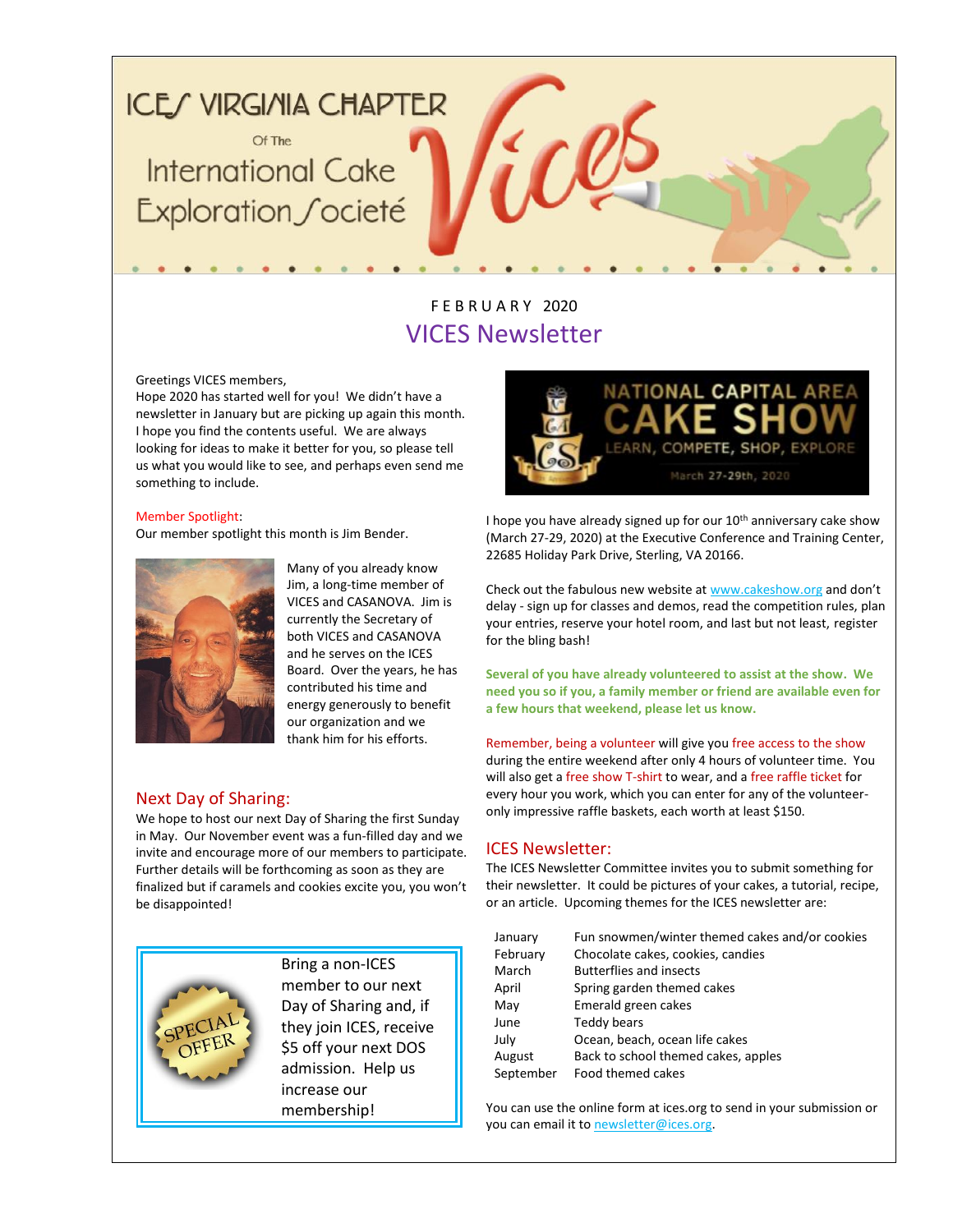# ICES VIRGINIA CHAPTER

Of The

International Cake Exploration Societé

Vices

FEBRUARY 2020

## VICES Newsletter

Greetings VICES members,
Hope 2020 has started well for you! We didn't have a newsletter in January but are picking up again this month. I hope you find the contents useful. We are always looking for ideas to make it better for you, so please tell us what you would like to see, and perhaps even send me something to include.

Member Spotlight:
Our member spotlight this month is Jim Bender.

Many of you already know Jim, a long-time member of VICES and CASANOVA. Jim is currently the Secretary of both VICES and CASANOVA and he serves on the ICES Board. Over the years, he has contributed his time and energy generously to benefit our organization and we thank him for his efforts.

### Next Day of Sharing:

We hope to host our next Day of Sharing the first Sunday in May. Our November event was a fun-filled day and we invite and encourage more of our members to participate. Further details will be forthcoming as soon as they are finalized but if caramels and cookies excite you, you won't be disappointed!

SPECIAL OFFER

Bring a non-ICES member to our next Day of Sharing and, if they join ICES, receive $5 off your next DOS admission. Help us increase our membership!

NATIONAL CAPITAL AREA CAKE SHOW
LEARN, COMPETE, SHOP, EXPLORE
March 27-29th, 2020

I hope you have already signed up for our 10th anniversary cake show (March 27-29, 2020) at the Executive Conference and Training Center, 22685 Holiday Park Drive, Sterling, VA 20166.

Check out the fabulous new website at www.cakeshow.org and don't delay - sign up for classes and demos, read the competition rules, plan your entries, reserve your hotel room, and last but not least, register for the bling bash!

**Several of you have already volunteered to assist at the show. We need you so if you, a family member or friend are available even for a few hours that weekend, please let us know.**

Remember, being a volunteer will give you free access to the show during the entire weekend after only 4 hours of volunteer time. You will also get a free show T-shirt to wear, and a free raffle ticket for every hour you work, which you can enter for any of the volunteer-only impressive raffle baskets, each worth at least $150.

### ICES Newsletter:

The ICES Newsletter Committee invites you to submit something for their newsletter. It could be pictures of your cakes, a tutorial, recipe, or an article. Upcoming themes for the ICES newsletter are:

| | |
|---|---|
| January | Fun snowmen/winter themed cakes and/or cookies |
| February | Chocolate cakes, cookies, candies |
| March | Butterflies and insects |
| April | Spring garden themed cakes |
| May | Emerald green cakes |
| June | Teddy bears |
| July | Ocean, beach, ocean life cakes |
| August | Back to school themed cakes, apples |
| September | Food themed cakes |

You can use the online form at ices.org to send in your submission or you can email it to newsletter@ices.org.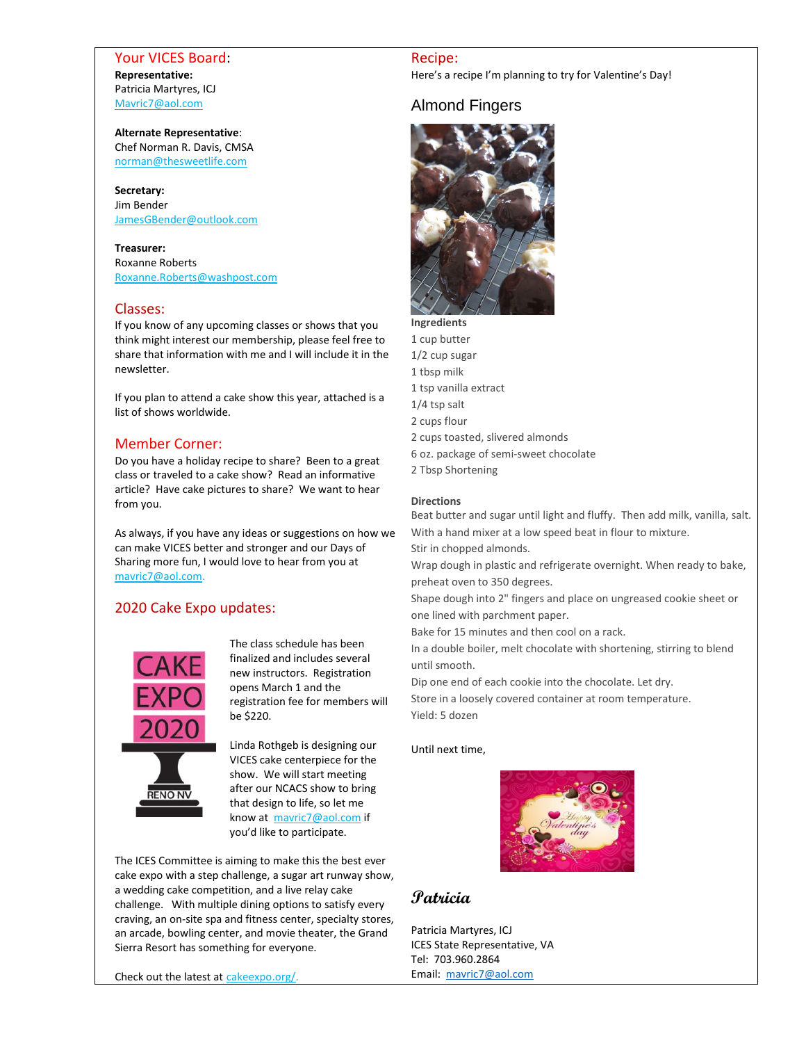## Your VICES Board:

**Representative:**
Patricia Martyres, ICJ
Mavric7@aol.com

**Alternate Representative**:
Chef Norman R. Davis, CMSA
norman@thesweetlife.com

**Secretary:**
Jim Bender
JamesGBender@outlook.com

**Treasurer:**
Roxanne Roberts
Roxanne.Roberts@washpost.com

## Classes:

If you know of any upcoming classes or shows that you think might interest our membership, please feel free to share that information with me and I will include it in the newsletter.

If you plan to attend a cake show this year, attached is a list of shows worldwide.

## Member Corner:

Do you have a holiday recipe to share? Been to a great class or traveled to a cake show? Read an informative article? Have cake pictures to share? We want to hear from you.

As always, if you have any ideas or suggestions on how we can make VICES better and stronger and our Days of Sharing more fun, I would love to hear from you at mavric7@aol.com.

## 2020 Cake Expo updates:

CAKE EXPO 2020 RENO NV

The class schedule has been finalized and includes several new instructors. Registration opens March 1 and the registration fee for members will be $220.

Linda Rothgeb is designing our VICES cake centerpiece for the show. We will start meeting after our NCACS show to bring that design to life, so let me know at mavric7@aol.com if you'd like to participate.

The ICES Committee is aiming to make this the best ever cake expo with a step challenge, a sugar art runway show, a wedding cake competition, and a live relay cake challenge. With multiple dining options to satisfy every craving, an on-site spa and fitness center, specialty stores, an arcade, bowling center, and movie theater, the Grand Sierra Resort has something for everyone.

Check out the latest at cakeexpo.org/.

## Recipe:

Here's a recipe I'm planning to try for Valentine's Day!

### Almond Fingers

**Ingredients**

1 cup butter
1/2 cup sugar
1 tbsp milk
1 tsp vanilla extract
1/4 tsp salt
2 cups flour
2 cups toasted, slivered almonds
6 oz. package of semi-sweet chocolate
2 Tbsp Shortening

**Directions**

Beat butter and sugar until light and fluffy. Then add milk, vanilla, salt.
With a hand mixer at a low speed beat in flour to mixture.
Stir in chopped almonds.
Wrap dough in plastic and refrigerate overnight. When ready to bake, preheat oven to 350 degrees.
Shape dough into 2" fingers and place on ungreased cookie sheet or one lined with parchment paper.
Bake for 15 minutes and then cool on a rack.
In a double boiler, melt chocolate with shortening, stirring to blend until smooth.
Dip one end of each cookie into the chocolate. Let dry.
Store in a loosely covered container at room temperature.
Yield: 5 dozen

Until next time,

*Patricia*

Patricia Martyres, ICJ
ICES State Representative, VA
Tel: 703.960.2864
Email: mavric7@aol.com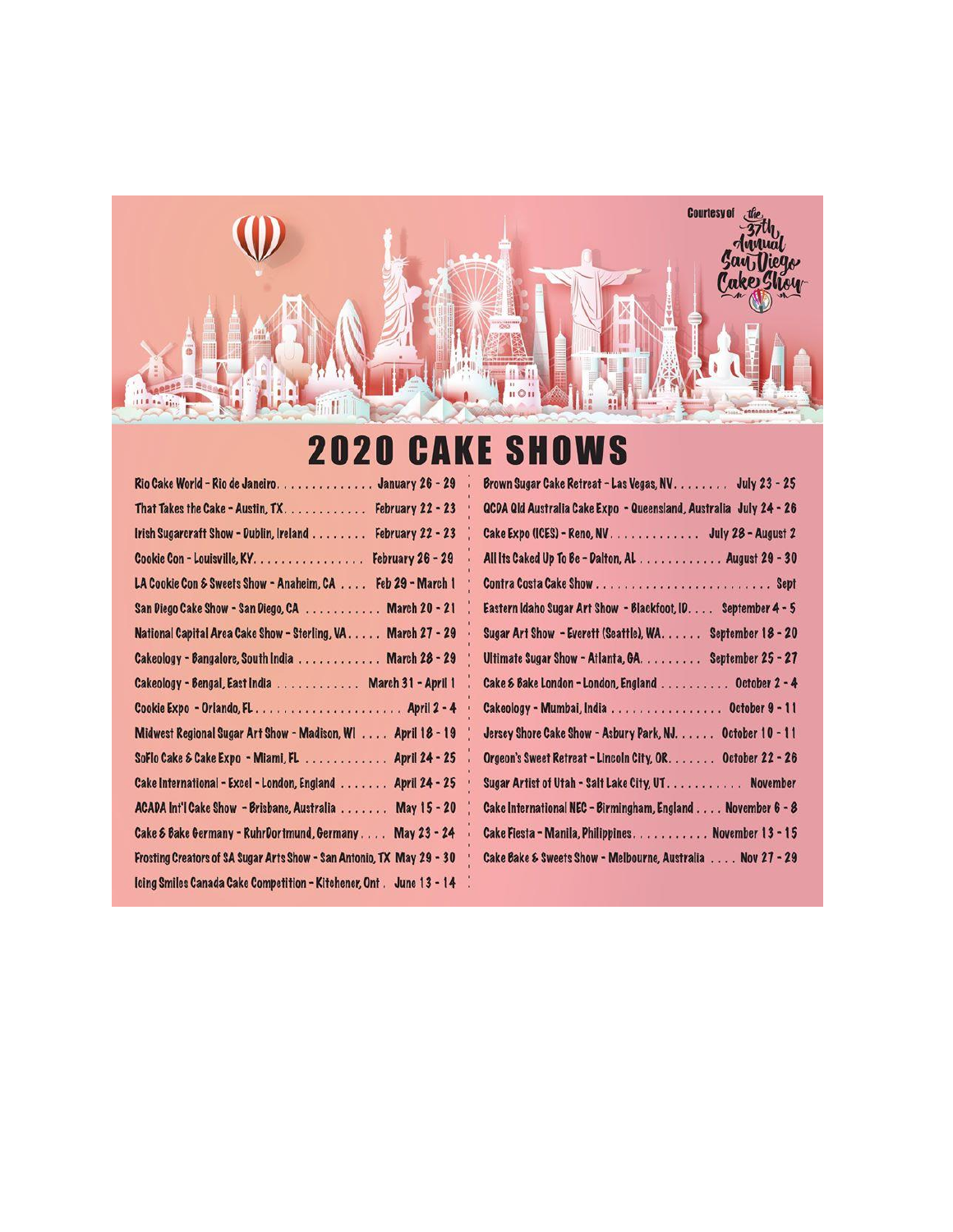Courtesy of the 37th Annual San Diego Cake Show

# 2020 CAKE SHOWS

Rio Cake World - Rio de Janeiro. . . . . . . . . . . . . . January 26 - 29

That Takes the Cake - Austin, TX. . . . . . . . . . . . February 22 - 23

Irish Sugarcraft Show - Dublin, Ireland . . . . . . . . February 22 - 23

Cookie Con - Louisville, KY. . . . . . . . . . . . . . . . February 26 - 29

LA Cookie Con & Sweets Show - Anaheim, CA . . . . Feb 29 - March 1

San Diego Cake Show - San Diego, CA . . . . . . . . . . . March 20 - 21

National Capital Area Cake Show - Sterling, VA. . . . . March 27 - 29

Cakeology - Bangalore, South India . . . . . . . . . . . . March 28 - 29

Cakeology - Bengal, East India . . . . . . . . . . . . March 31 - April 1

Cookie Expo - Orlando, FL. . . . . . . . . . . . . . . . . . . . . . April 2 - 4

Midwest Regional Sugar Art Show - Madison, WI . . . . April 18 - 19

SoFlo Cake & Cake Expo - Miami, FL . . . . . . . . . . . . April 24 - 25

Cake International - Excel - London, England . . . . . . . April 24 - 25

ACADA Int'l Cake Show - Brisbane, Australia . . . . . . . May 15 - 20

Cake & Bake Germany - RuhrDortmund, Germany . . . . May 23 - 24

Frosting Creators of SA Sugar Arts Show - San Antonio, TX May 29 - 30

Icing Smiles Canada Cake Competition - Kitchener, Ont . June 13 - 14

Brown Sugar Cake Retreat - Las Vegas, NV. . . . . . . . July 23 - 25

QCDA Qld Australia Cake Expo - Queensland, Australia July 24 - 26

Cake Expo (ICES) - Reno, NV. . . . . . . . . . . . . July 28 - August 2

All Its Caked Up To Be - Dalton, AL . . . . . . . . . . . . August 29 - 30

Contra Costa Cake Show . . . . . . . . . . . . . . . . . . . . . . . . . Sept

Eastern Idaho Sugar Art Show - Blackfoot, ID. . . . September 4 - 5

Sugar Art Show - Everett (Seattle), WA. . . . . . September 18 - 20

Ultimate Sugar Show - Atlanta, GA. . . . . . . . . September 25 - 27

Cake & Bake London - London, England . . . . . . . . . . October 2 - 4

Cakeology - Mumbai, India . . . . . . . . . . . . . . . . . October 9 - 11

Jersey Shore Cake Show - Asbury Park, NJ. . . . . . October 10 - 11

Orgeon's Sweet Retreat - Lincoln City, OR. . . . . . . October 22 - 26

Sugar Artist of Utah - Salt Lake City, UT. . . . . . . . . . . November

Cake International NEC - Birmingham, England . . . . November 6 - 8

Cake Fiesta - Manila, Philippines. . . . . . . . . . . November 13 - 15

Cake Bake & Sweets Show - Melbourne, Australia . . . . Nov 27 - 29